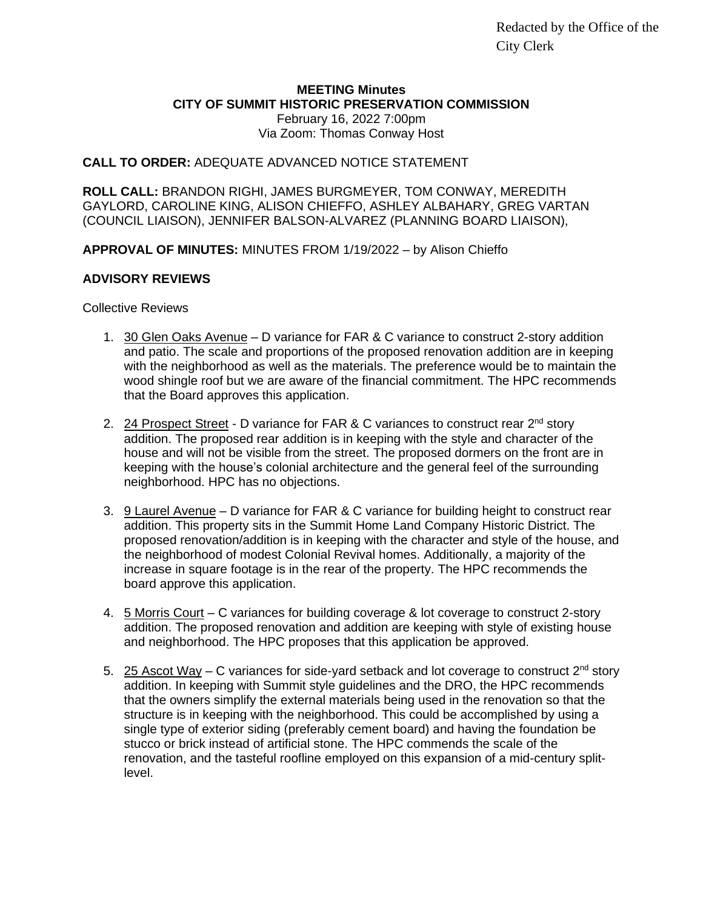Redacted by the Office of the City Clerk

**MEETING Minutes**
**CITY OF SUMMIT HISTORIC PRESERVATION COMMISSION**
February 16, 2022 7:00pm
Via Zoom: Thomas Conway Host

**CALL TO ORDER:** ADEQUATE ADVANCED NOTICE STATEMENT

**ROLL CALL:** BRANDON RIGHI, JAMES BURGMEYER, TOM CONWAY, MEREDITH GAYLORD, CAROLINE KING, ALISON CHIEFFO, ASHLEY ALBAHARY, GREG VARTAN (COUNCIL LIAISON), JENNIFER BALSON-ALVAREZ (PLANNING BOARD LIAISON),

**APPROVAL OF MINUTES:** MINUTES FROM 1/19/2022 – by Alison Chieffo

**ADVISORY REVIEWS**

Collective Reviews

1. 30 Glen Oaks Avenue – D variance for FAR & C variance to construct 2-story addition and patio. The scale and proportions of the proposed renovation addition are in keeping with the neighborhood as well as the materials. The preference would be to maintain the wood shingle roof but we are aware of the financial commitment. The HPC recommends that the Board approves this application.

2. 24 Prospect Street - D variance for FAR & C variances to construct rear 2nd story addition. The proposed rear addition is in keeping with the style and character of the house and will not be visible from the street. The proposed dormers on the front are in keeping with the house's colonial architecture and the general feel of the surrounding neighborhood. HPC has no objections.

3. 9 Laurel Avenue – D variance for FAR & C variance for building height to construct rear addition. This property sits in the Summit Home Land Company Historic District. The proposed renovation/addition is in keeping with the character and style of the house, and the neighborhood of modest Colonial Revival homes. Additionally, a majority of the increase in square footage is in the rear of the property. The HPC recommends the board approve this application.

4. 5 Morris Court – C variances for building coverage & lot coverage to construct 2-story addition. The proposed renovation and addition are keeping with style of existing house and neighborhood. The HPC proposes that this application be approved.

5. 25 Ascot Way – C variances for side-yard setback and lot coverage to construct 2nd story addition. In keeping with Summit style guidelines and the DRO, the HPC recommends that the owners simplify the external materials being used in the renovation so that the structure is in keeping with the neighborhood. This could be accomplished by using a single type of exterior siding (preferably cement board) and having the foundation be stucco or brick instead of artificial stone. The HPC commends the scale of the renovation, and the tasteful roofline employed on this expansion of a mid-century split-level.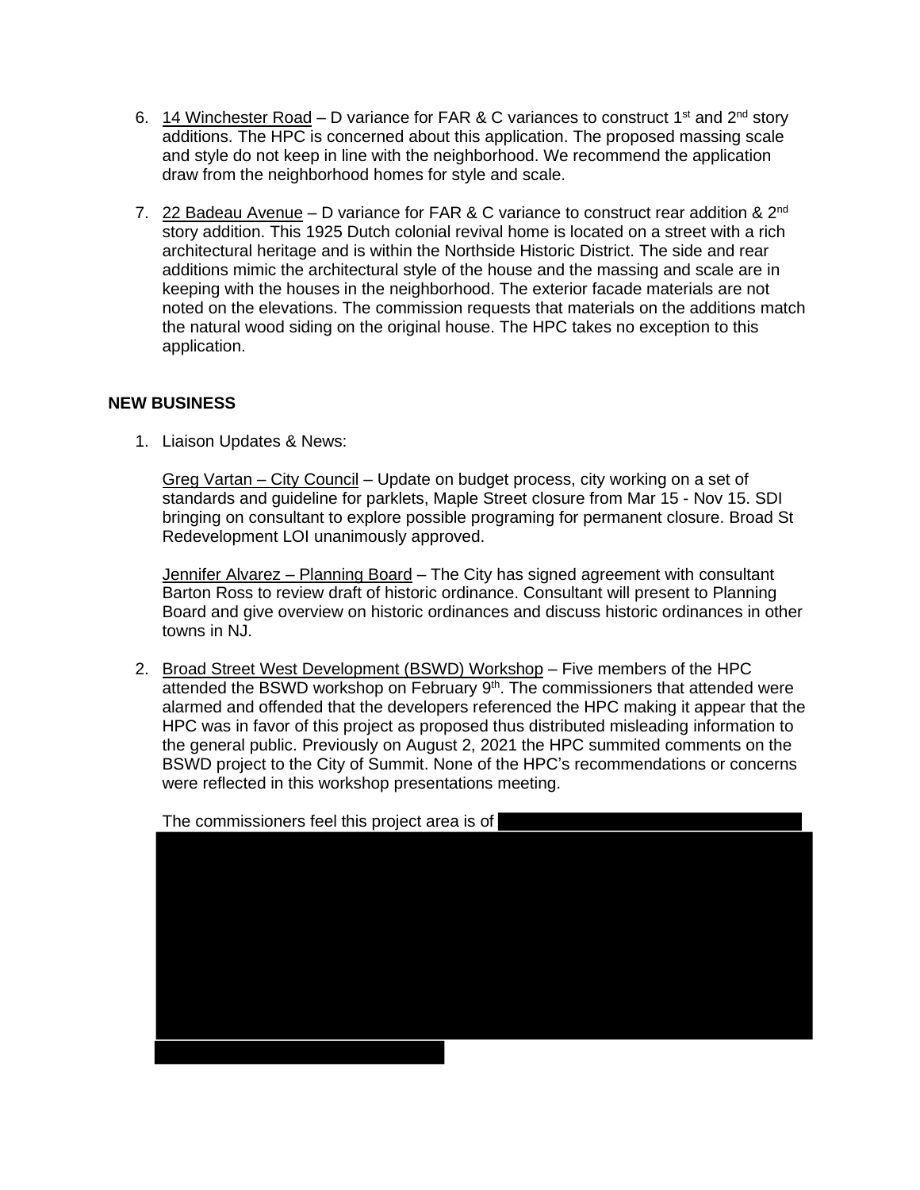6. 14 Winchester Road – D variance for FAR & C variances to construct 1st and 2nd story additions. The HPC is concerned about this application. The proposed massing scale and style do not keep in line with the neighborhood. We recommend the application draw from the neighborhood homes for style and scale.

7. 22 Badeau Avenue – D variance for FAR & C variance to construct rear addition & 2nd story addition. This 1925 Dutch colonial revival home is located on a street with a rich architectural heritage and is within the Northside Historic District. The side and rear additions mimic the architectural style of the house and the massing and scale are in keeping with the houses in the neighborhood. The exterior facade materials are not noted on the elevations. The commission requests that materials on the additions match the natural wood siding on the original house. The HPC takes no exception to this application.

**NEW BUSINESS**

1. Liaison Updates & News:

   Greg Vartan – City Council – Update on budget process, city working on a set of standards and guideline for parklets, Maple Street closure from Mar 15 - Nov 15. SDI bringing on consultant to explore possible programing for permanent closure. Broad St Redevelopment LOI unanimously approved.

   Jennifer Alvarez – Planning Board – The City has signed agreement with consultant Barton Ross to review draft of historic ordinance. Consultant will present to Planning Board and give overview on historic ordinances and discuss historic ordinances in other towns in NJ.

2. Broad Street West Development (BSWD) Workshop – Five members of the HPC attended the BSWD workshop on February 9th. The commissioners that attended were alarmed and offended that the developers referenced the HPC making it appear that the HPC was in favor of this project as proposed thus distributed misleading information to the general public. Previously on August 2, 2021 the HPC summited comments on the BSWD project to the City of Summit. None of the HPC's recommendations or concerns were reflected in this workshop presentations meeting.

   The commissioners feel this project area is of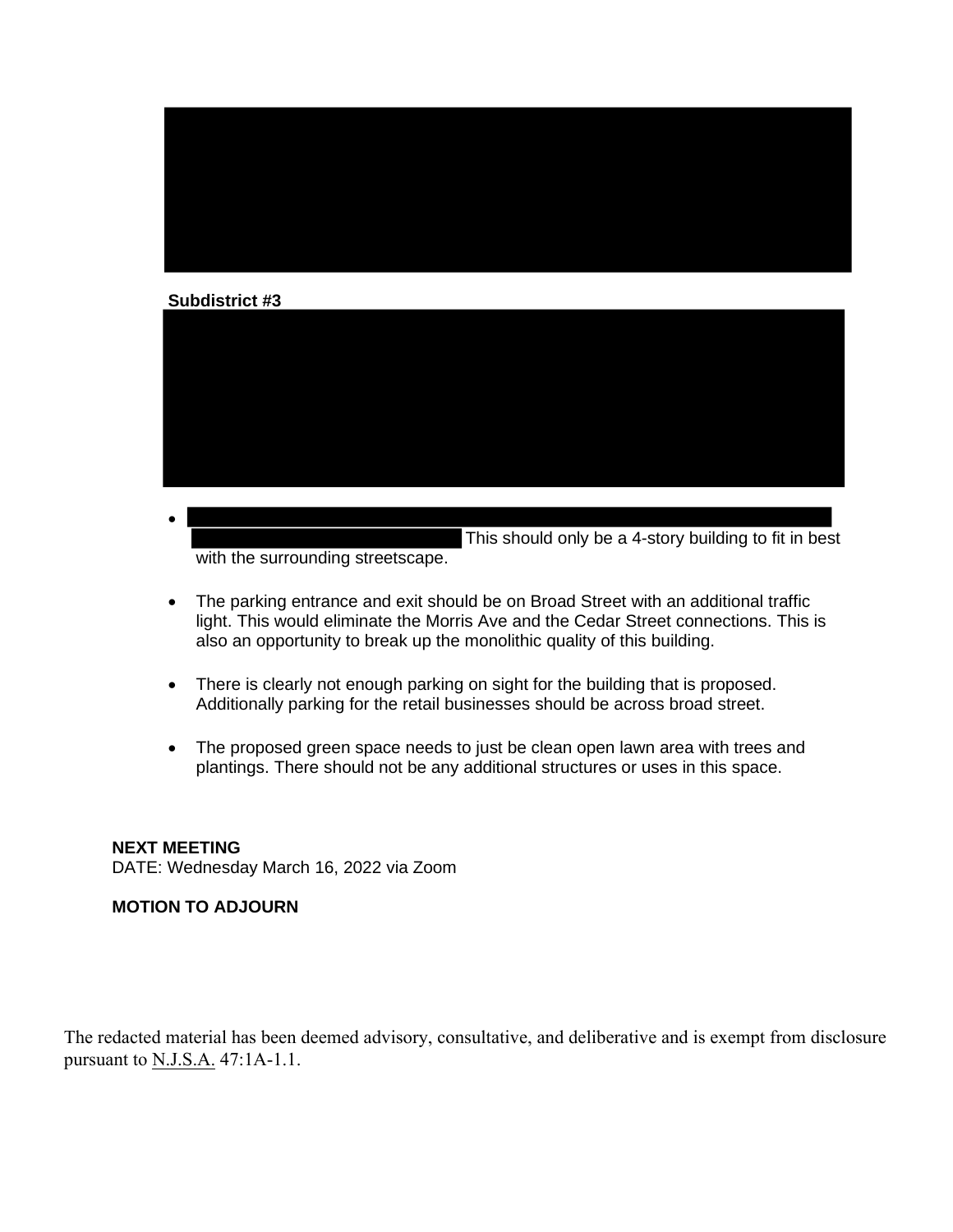**Subdistrict #3**

- This should only be a 4-story building to fit in best with the surrounding streetscape.

- The parking entrance and exit should be on Broad Street with an additional traffic light. This would eliminate the Morris Ave and the Cedar Street connections. This is also an opportunity to break up the monolithic quality of this building.

- There is clearly not enough parking on sight for the building that is proposed. Additionally parking for the retail businesses should be across broad street.

- The proposed green space needs to just be clean open lawn area with trees and plantings. There should not be any additional structures or uses in this space.

**NEXT MEETING**
DATE: Wednesday March 16, 2022 via Zoom

**MOTION TO ADJOURN**

The redacted material has been deemed advisory, consultative, and deliberative and is exempt from disclosure pursuant to N.J.S.A. 47:1A-1.1.